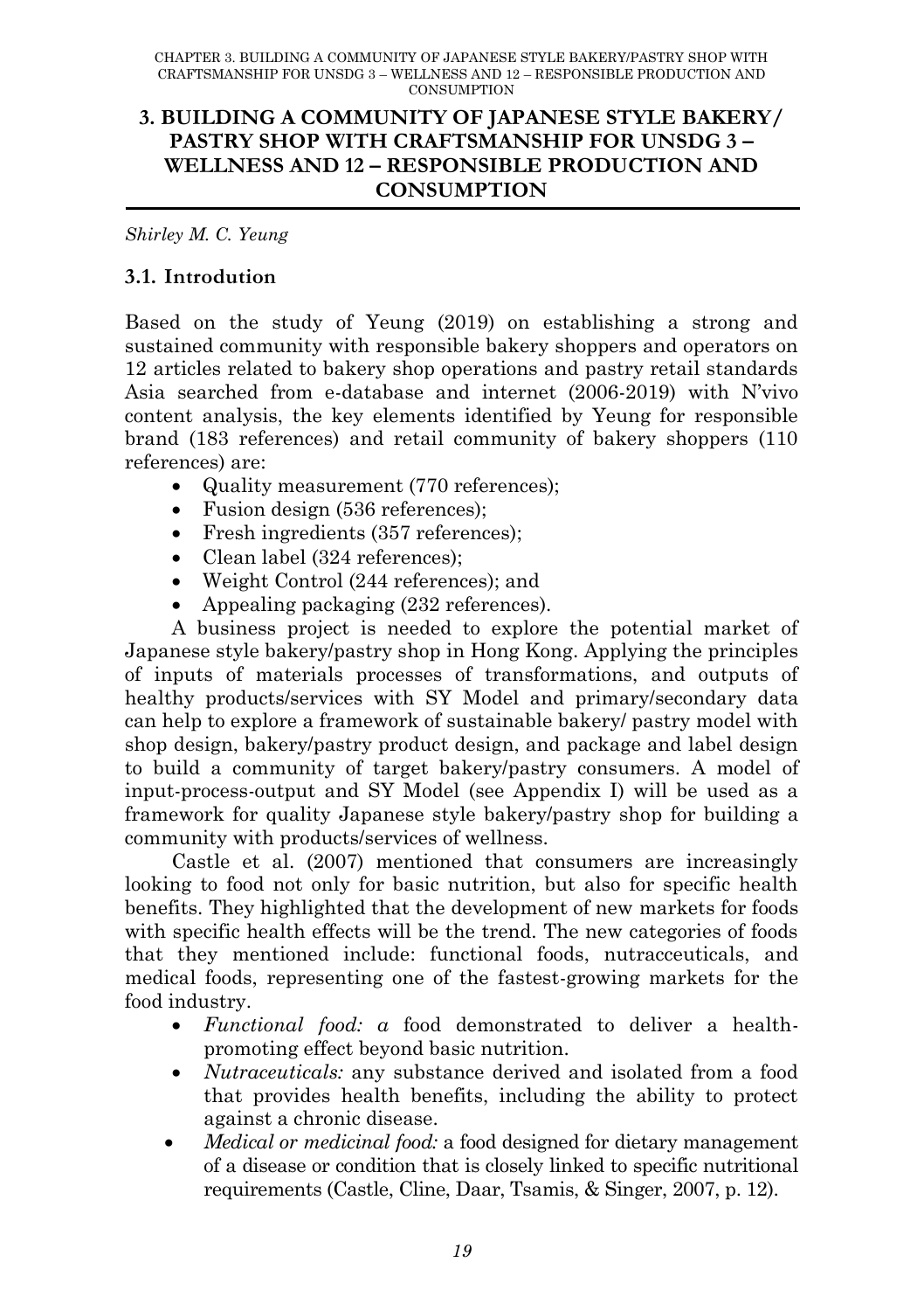# 3. BUILDING A COMMUNITY OF JAPANESE STYLE BAKERY/ PASTRY SHOP WITH CRAFTSMANSHIP FOR UNSDG 3 – WELLNESS AND 12 – RESPONSIBLE PRODUCTION AND CONSUMPTION

*Shirley M. C. Yeung*

## 3.1. Introdution

Based on the study of Yeung (2019) on establishing a strong and sustained community with responsible bakery shoppers and operators on 12 articles related to bakery shop operations and pastry retail standards Asia searched from e-database and internet (2006-2019) with N'vivo content analysis, the key elements identified by Yeung for responsible brand (183 references) and retail community of bakery shoppers (110 references) are:

- Quality measurement (770 references);
- Fusion design (536 references);
- Fresh ingredients (357 references);
- Clean label (324 references);
- Weight Control (244 references); and
- Appealing packaging (232 references).

A business project is needed to explore the potential market of Japanese style bakery/pastry shop in Hong Kong. Applying the principles of inputs of materials processes of transformations, and outputs of healthy products/services with SY Model and primary/secondary data can help to explore a framework of sustainable bakery/ pastry model with shop design, bakery/pastry product design, and package and label design to build a community of target bakery/pastry consumers. A model of input-process-output and SY Model (see Appendix I) will be used as a framework for quality Japanese style bakery/pastry shop for building a community with products/services of wellness.

Castle et al. (2007) mentioned that consumers are increasingly looking to food not only for basic nutrition, but also for specific health benefits. They highlighted that the development of new markets for foods with specific health effects will be the trend. The new categories of foods that they mentioned include: functional foods, nutracceuticals, and medical foods, representing one of the fastest-growing markets for the food industry.

- *Functional food: a* food demonstrated to deliver a health-promoting effect beyond basic nutrition.
- *Nutraceuticals:* any substance derived and isolated from a food that provides health benefits, including the ability to protect against a chronic disease.
- *Medical or medicinal food:* a food designed for dietary management of a disease or condition that is closely linked to specific nutritional requirements (Castle, Cline, Daar, Tsamis, & Singer, 2007, p. 12).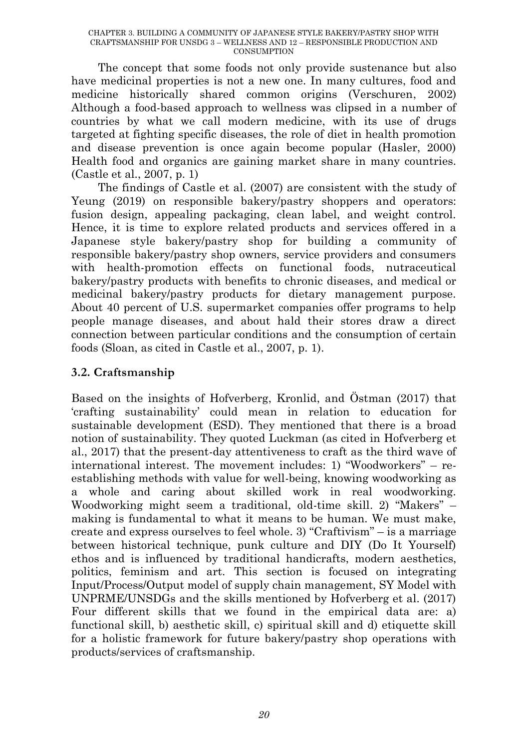The concept that some foods not only provide sustenance but also have medicinal properties is not a new one. In many cultures, food and medicine historically shared common origins (Verschuren, 2002) Although a food-based approach to wellness was clipsed in a number of countries by what we call modern medicine, with its use of drugs targeted at fighting specific diseases, the role of diet in health promotion and disease prevention is once again become popular (Hasler, 2000) Health food and organics are gaining market share in many countries. (Castle et al., 2007, p. 1)

The findings of Castle et al. (2007) are consistent with the study of Yeung (2019) on responsible bakery/pastry shoppers and operators: fusion design, appealing packaging, clean label, and weight control. Hence, it is time to explore related products and services offered in a Japanese style bakery/pastry shop for building a community of responsible bakery/pastry shop owners, service providers and consumers with health-promotion effects on functional foods, nutraceutical bakery/pastry products with benefits to chronic diseases, and medical or medicinal bakery/pastry products for dietary management purpose. About 40 percent of U.S. supermarket companies offer programs to help people manage diseases, and about hald their stores draw a direct connection between particular conditions and the consumption of certain foods (Sloan, as cited in Castle et al., 2007, p. 1).

## 3.2. Craftsmanship

Based on the insights of Hofverberg, Kronlid, and Östman (2017) that 'crafting sustainability' could mean in relation to education for sustainable development (ESD). They mentioned that there is a broad notion of sustainability. They quoted Luckman (as cited in Hofverberg et al., 2017) that the present-day attentiveness to craft as the third wave of international interest. The movement includes: 1) "Woodworkers" – re-establishing methods with value for well-being, knowing woodworking as a whole and caring about skilled work in real woodworking. Woodworking might seem a traditional, old-time skill. 2) "Makers" – making is fundamental to what it means to be human. We must make, create and express ourselves to feel whole. 3) "Craftivism" – is a marriage between historical technique, punk culture and DIY (Do It Yourself) ethos and is influenced by traditional handicrafts, modern aesthetics, politics, feminism and art. This section is focused on integrating Input/Process/Output model of supply chain management, SY Model with UNPRME/UNSDGs and the skills mentioned by Hofverberg et al. (2017) Four different skills that we found in the empirical data are: a) functional skill, b) aesthetic skill, c) spiritual skill and d) etiquette skill for a holistic framework for future bakery/pastry shop operations with products/services of craftsmanship.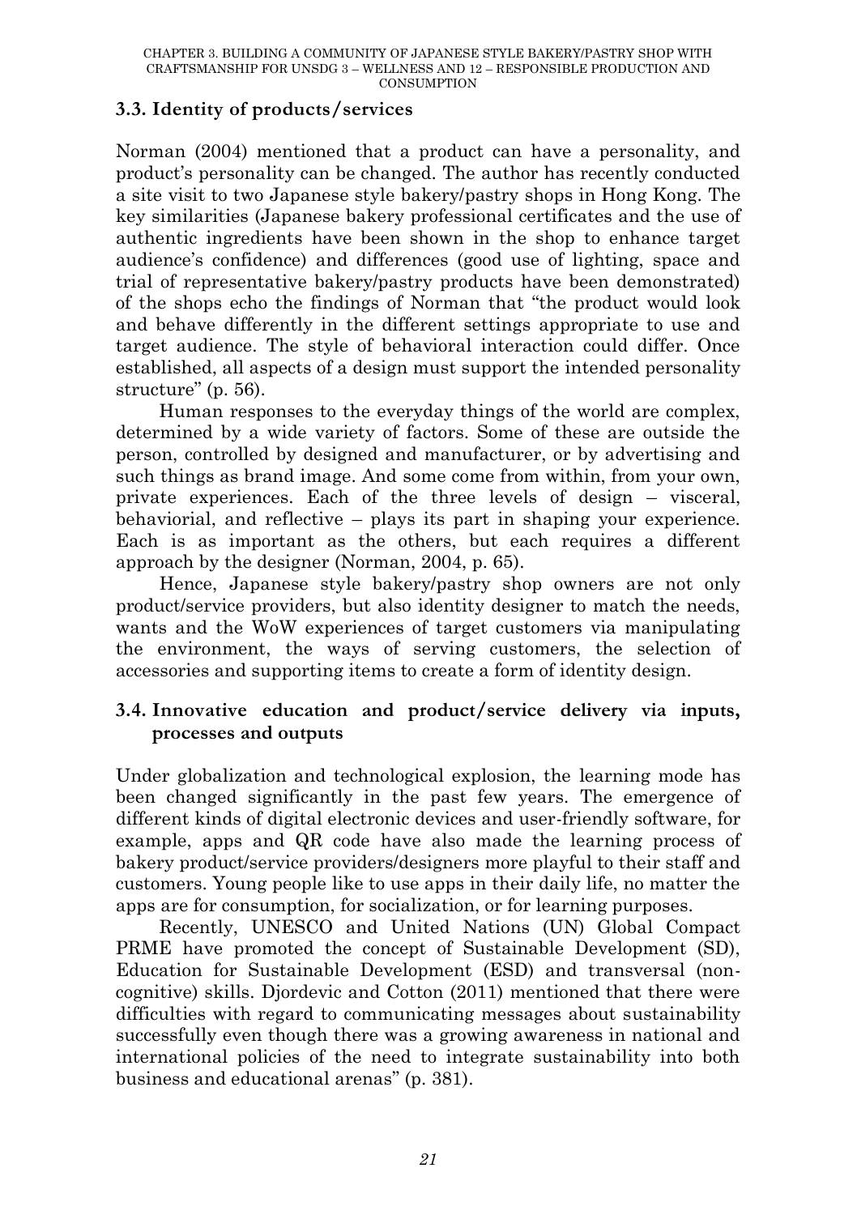## 3.3. Identity of products/services

Norman (2004) mentioned that a product can have a personality, and product's personality can be changed. The author has recently conducted a site visit to two Japanese style bakery/pastry shops in Hong Kong. The key similarities (Japanese bakery professional certificates and the use of authentic ingredients have been shown in the shop to enhance target audience's confidence) and differences (good use of lighting, space and trial of representative bakery/pastry products have been demonstrated) of the shops echo the findings of Norman that "the product would look and behave differently in the different settings appropriate to use and target audience. The style of behavioral interaction could differ. Once established, all aspects of a design must support the intended personality structure" (p. 56).

Human responses to the everyday things of the world are complex, determined by a wide variety of factors. Some of these are outside the person, controlled by designed and manufacturer, or by advertising and such things as brand image. And some come from within, from your own, private experiences. Each of the three levels of design – visceral, behaviorial, and reflective – plays its part in shaping your experience. Each is as important as the others, but each requires a different approach by the designer (Norman, 2004, p. 65).

Hence, Japanese style bakery/pastry shop owners are not only product/service providers, but also identity designer to match the needs, wants and the WoW experiences of target customers via manipulating the environment, the ways of serving customers, the selection of accessories and supporting items to create a form of identity design.

## 3.4. Innovative education and product/service delivery via inputs, processes and outputs

Under globalization and technological explosion, the learning mode has been changed significantly in the past few years. The emergence of different kinds of digital electronic devices and user-friendly software, for example, apps and QR code have also made the learning process of bakery product/service providers/designers more playful to their staff and customers. Young people like to use apps in their daily life, no matter the apps are for consumption, for socialization, or for learning purposes.

Recently, UNESCO and United Nations (UN) Global Compact PRME have promoted the concept of Sustainable Development (SD), Education for Sustainable Development (ESD) and transversal (non-cognitive) skills. Djordevic and Cotton (2011) mentioned that there were difficulties with regard to communicating messages about sustainability successfully even though there was a growing awareness in national and international policies of the need to integrate sustainability into both business and educational arenas" (p. 381).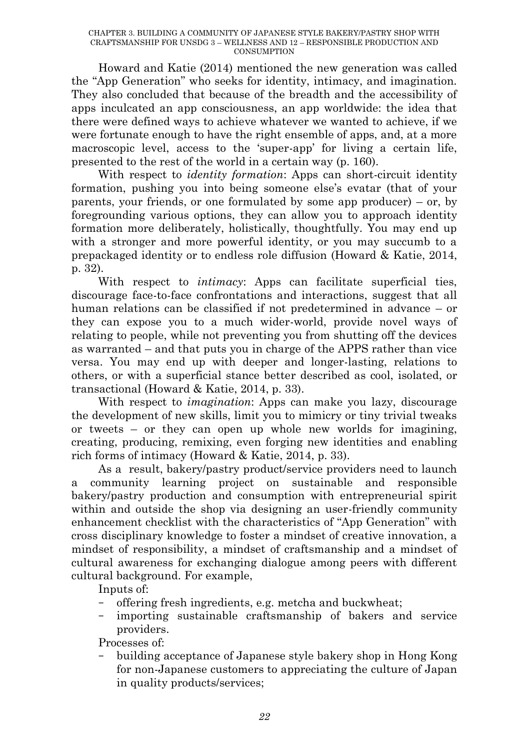Howard and Katie (2014) mentioned the new generation was called the "App Generation" who seeks for identity, intimacy, and imagination. They also concluded that because of the breadth and the accessibility of apps inculcated an app consciousness, an app worldwide: the idea that there were defined ways to achieve whatever we wanted to achieve, if we were fortunate enough to have the right ensemble of apps, and, at a more macroscopic level, access to the 'super-app' for living a certain life, presented to the rest of the world in a certain way (p. 160).

With respect to *identity formation*: Apps can short-circuit identity formation, pushing you into being someone else's evatar (that of your parents, your friends, or one formulated by some app producer) – or, by foregrounding various options, they can allow you to approach identity formation more deliberately, holistically, thoughtfully. You may end up with a stronger and more powerful identity, or you may succumb to a prepackaged identity or to endless role diffusion (Howard & Katie, 2014, p. 32).

With respect to *intimacy*: Apps can facilitate superficial ties, discourage face-to-face confrontations and interactions, suggest that all human relations can be classified if not predetermined in advance – or they can expose you to a much wider-world, provide novel ways of relating to people, while not preventing you from shutting off the devices as warranted – and that puts you in charge of the APPS rather than vice versa. You may end up with deeper and longer-lasting, relations to others, or with a superficial stance better described as cool, isolated, or transactional (Howard & Katie, 2014, p. 33).

With respect to *imagination*: Apps can make you lazy, discourage the development of new skills, limit you to mimicry or tiny trivial tweaks or tweets – or they can open up whole new worlds for imagining, creating, producing, remixing, even forging new identities and enabling rich forms of intimacy (Howard & Katie, 2014, p. 33).

As a result, bakery/pastry product/service providers need to launch a community learning project on sustainable and responsible bakery/pastry production and consumption with entrepreneurial spirit within and outside the shop via designing an user-friendly community enhancement checklist with the characteristics of "App Generation" with cross disciplinary knowledge to foster a mindset of creative innovation, a mindset of responsibility, a mindset of craftsmanship and a mindset of cultural awareness for exchanging dialogue among peers with different cultural background. For example,

Inputs of:

- offering fresh ingredients, e.g. metcha and buckwheat;
- importing sustainable craftsmanship of bakers and service providers.

Processes of:

- building acceptance of Japanese style bakery shop in Hong Kong for non-Japanese customers to appreciating the culture of Japan in quality products/services;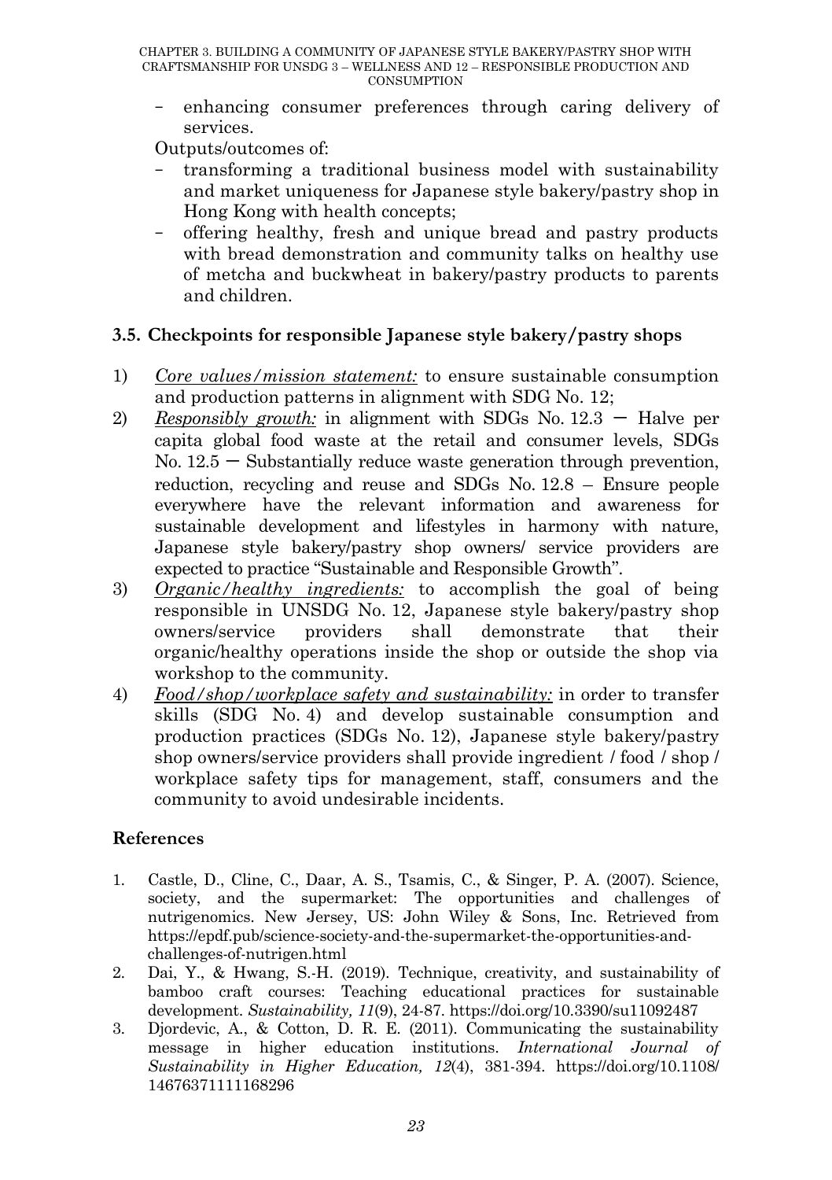- enhancing consumer preferences through caring delivery of services.

Outputs/outcomes of:

- transforming a traditional business model with sustainability and market uniqueness for Japanese style bakery/pastry shop in Hong Kong with health concepts;
- offering healthy, fresh and unique bread and pastry products with bread demonstration and community talks on healthy use of metcha and buckwheat in bakery/pastry products to parents and children.

### 3.5. Checkpoints for responsible Japanese style bakery/pastry shops

1) *Core values/mission statement:* to ensure sustainable consumption and production patterns in alignment with SDG No. 12;
2) *Responsibly growth:* in alignment with SDGs No. 12.3 — Halve per capita global food waste at the retail and consumer levels, SDGs No. 12.5 — Substantially reduce waste generation through prevention, reduction, recycling and reuse and SDGs No. 12.8 – Ensure people everywhere have the relevant information and awareness for sustainable development and lifestyles in harmony with nature, Japanese style bakery/pastry shop owners/ service providers are expected to practice "Sustainable and Responsible Growth".
3) *Organic/healthy ingredients:* to accomplish the goal of being responsible in UNSDG No. 12, Japanese style bakery/pastry shop owners/service providers shall demonstrate that their organic/healthy operations inside the shop or outside the shop via workshop to the community.
4) *Food/shop/workplace safety and sustainability:* in order to transfer skills (SDG No. 4) and develop sustainable consumption and production practices (SDGs No. 12), Japanese style bakery/pastry shop owners/service providers shall provide ingredient / food / shop / workplace safety tips for management, staff, consumers and the community to avoid undesirable incidents.

## References

1. Castle, D., Cline, C., Daar, A. S., Tsamis, C., & Singer, P. A. (2007). Science, society, and the supermarket: The opportunities and challenges of nutrigenomics. New Jersey, US: John Wiley & Sons, Inc. Retrieved from https://epdf.pub/science-society-and-the-supermarket-the-opportunities-and-challenges-of-nutrigen.html
2. Dai, Y., & Hwang, S.-H. (2019). Technique, creativity, and sustainability of bamboo craft courses: Teaching educational practices for sustainable development. *Sustainability, 11*(9), 24-87. https://doi.org/10.3390/su11092487
3. Djordevic, A., & Cotton, D. R. E. (2011). Communicating the sustainability message in higher education institutions. *International Journal of Sustainability in Higher Education, 12*(4), 381-394. https://doi.org/10.1108/14676371111168296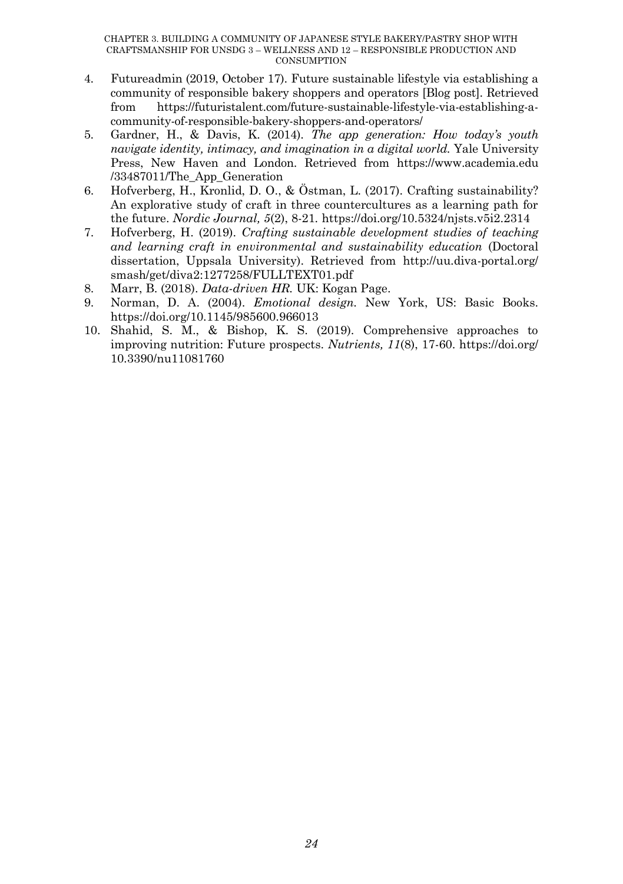4. Futureadmin (2019, October 17). Future sustainable lifestyle via establishing a community of responsible bakery shoppers and operators [Blog post]. Retrieved from https://futuristalent.com/future-sustainable-lifestyle-via-establishing-a-community-of-responsible-bakery-shoppers-and-operators/
5. Gardner, H., & Davis, K. (2014). *The app generation: How today's youth navigate identity, intimacy, and imagination in a digital world.* Yale University Press, New Haven and London. Retrieved from https://www.academia.edu /33487011/The_App_Generation
6. Hofverberg, H., Kronlid, D. O., & Östman, L. (2017). Crafting sustainability? An explorative study of craft in three countercultures as a learning path for the future. *Nordic Journal, 5*(2), 8-21. https://doi.org/10.5324/njsts.v5i2.2314
7. Hofverberg, H. (2019). *Crafting sustainable development studies of teaching and learning craft in environmental and sustainability education* (Doctoral dissertation, Uppsala University). Retrieved from http://uu.diva-portal.org/ smash/get/diva2:1277258/FULLTEXT01.pdf
8. Marr, B. (2018). *Data-driven HR.* UK: Kogan Page.
9. Norman, D. A. (2004). *Emotional design.* New York, US: Basic Books. https://doi.org/10.1145/985600.966013
10. Shahid, S. M., & Bishop, K. S. (2019). Comprehensive approaches to improving nutrition: Future prospects. *Nutrients, 11*(8), 17-60. https://doi.org/ 10.3390/nu11081760